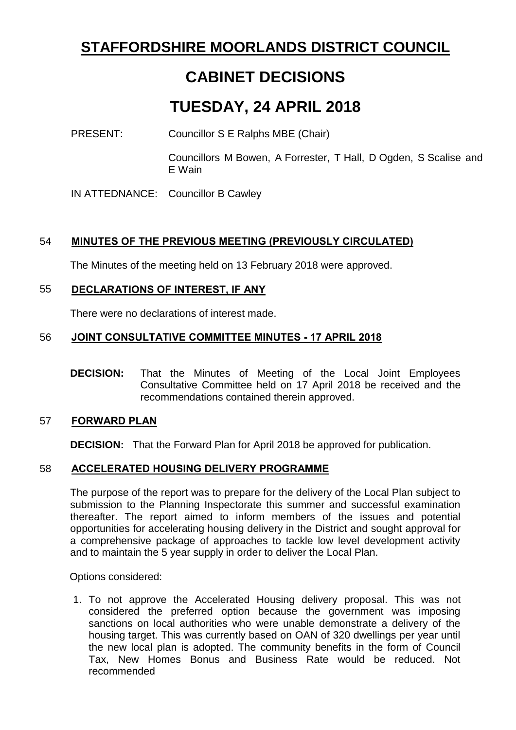# STAFFORDSHIRE MOORLANDS DISTRICT COUNCIL

# CABINET DECISIONS

# TUESDAY, 24 APRIL 2018

PRESENT: Councillor S E Ralphs MBE (Chair)

Councillors M Bowen, A Forrester, T Hall, D Ogden, S Scalise and E Wain

IN ATTEDNANCE: Councillor B Cawley

## 54 MINUTES OF THE PREVIOUS MEETING (PREVIOUSLY CIRCULATED)

The Minutes of the meeting held on 13 February 2018 were approved.

## 55 DECLARATIONS OF INTEREST, IF ANY

There were no declarations of interest made.

## 56 JOINT CONSULTATIVE COMMITTEE MINUTES - 17 APRIL 2018

**DECISION:** That the Minutes of Meeting of the Local Joint Employees Consultative Committee held on 17 April 2018 be received and the recommendations contained therein approved.

## 57 FORWARD PLAN

**DECISION:** That the Forward Plan for April 2018 be approved for publication.

## 58 ACCELERATED HOUSING DELIVERY PROGRAMME

The purpose of the report was to prepare for the delivery of the Local Plan subject to submission to the Planning Inspectorate this summer and successful examination thereafter. The report aimed to inform members of the issues and potential opportunities for accelerating housing delivery in the District and sought approval for a comprehensive package of approaches to tackle low level development activity and to maintain the 5 year supply in order to deliver the Local Plan.

Options considered:

1. To not approve the Accelerated Housing delivery proposal. This was not considered the preferred option because the government was imposing sanctions on local authorities who were unable demonstrate a delivery of the housing target. This was currently based on OAN of 320 dwellings per year until the new local plan is adopted. The community benefits in the form of Council Tax, New Homes Bonus and Business Rate would be reduced. Not recommended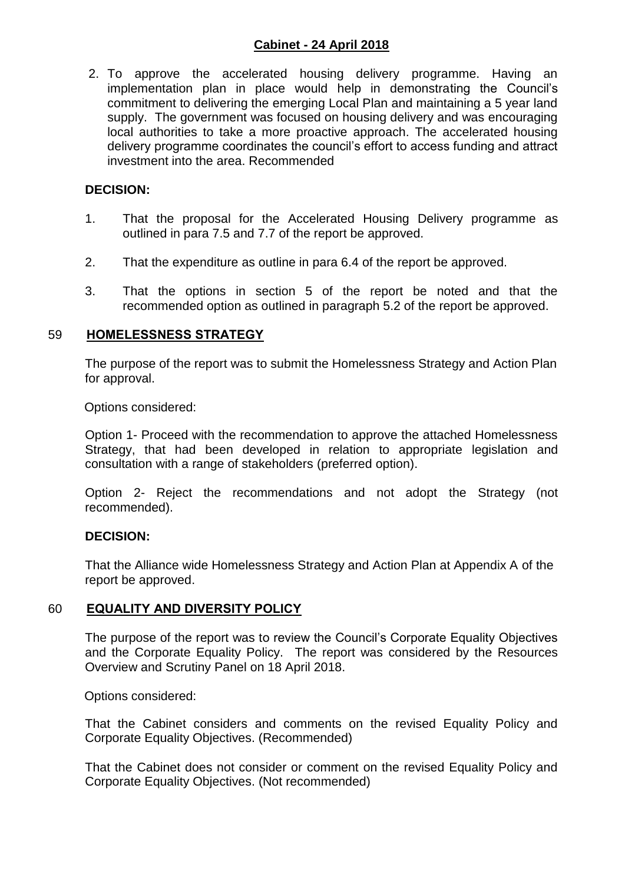2. To approve the accelerated housing delivery programme. Having an implementation plan in place would help in demonstrating the Council's commitment to delivering the emerging Local Plan and maintaining a 5 year land supply. The government was focused on housing delivery and was encouraging local authorities to take a more proactive approach. The accelerated housing delivery programme coordinates the council's effort to access funding and attract investment into the area. Recommended

**DECISION:**

1. That the proposal for the Accelerated Housing Delivery programme as outlined in para 7.5 and 7.7 of the report be approved.

2. That the expenditure as outline in para 6.4 of the report be approved.

3. That the options in section 5 of the report be noted and that the recommended option as outlined in paragraph 5.2 of the report be approved.

## 59 HOMELESSNESS STRATEGY

The purpose of the report was to submit the Homelessness Strategy and Action Plan for approval.

Options considered:

Option 1- Proceed with the recommendation to approve the attached Homelessness Strategy, that had been developed in relation to appropriate legislation and consultation with a range of stakeholders (preferred option).

Option 2- Reject the recommendations and not adopt the Strategy (not recommended).

**DECISION:**

That the Alliance wide Homelessness Strategy and Action Plan at Appendix A of the report be approved.

## 60 EQUALITY AND DIVERSITY POLICY

The purpose of the report was to review the Council's Corporate Equality Objectives and the Corporate Equality Policy. The report was considered by the Resources Overview and Scrutiny Panel on 18 April 2018.

Options considered:

That the Cabinet considers and comments on the revised Equality Policy and Corporate Equality Objectives. (Recommended)

That the Cabinet does not consider or comment on the revised Equality Policy and Corporate Equality Objectives. (Not recommended)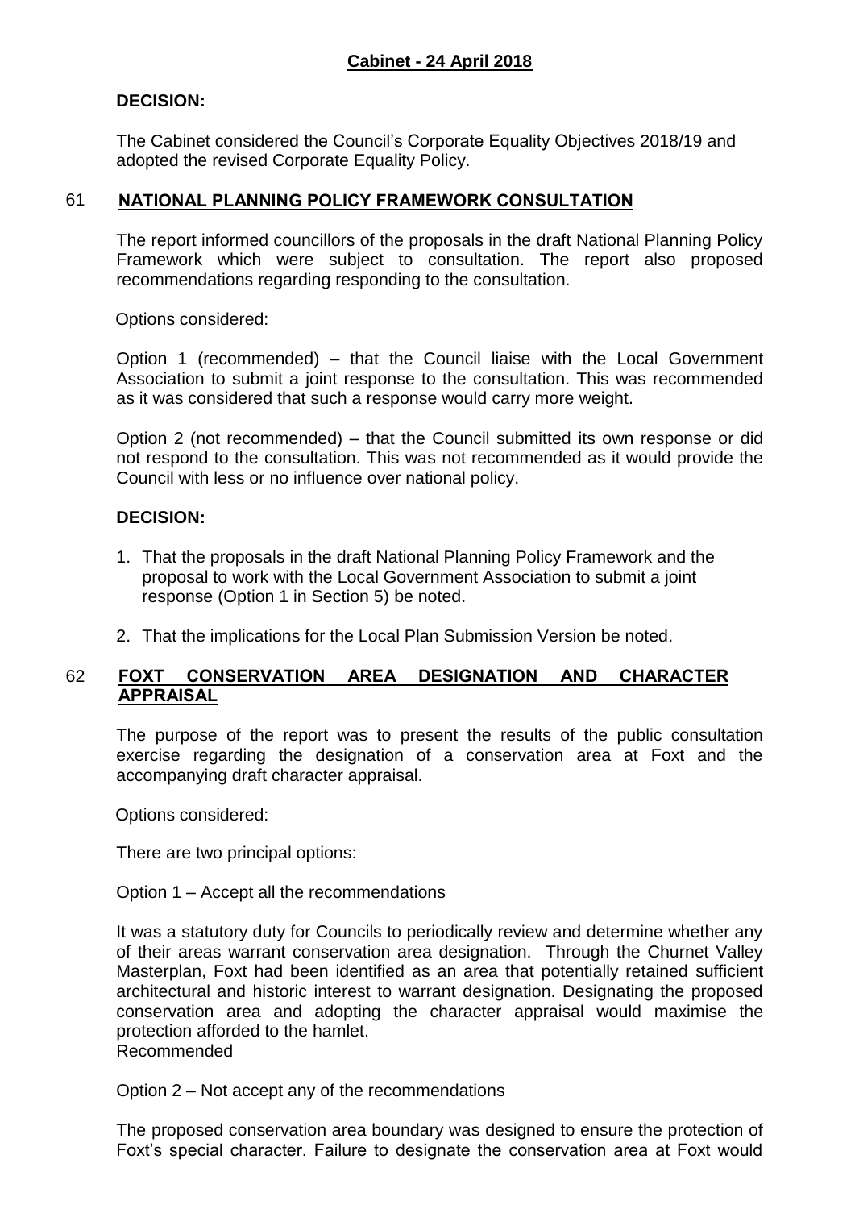## Cabinet - 24 April 2018

**DECISION:**

The Cabinet considered the Council's Corporate Equality Objectives 2018/19 and adopted the revised Corporate Equality Policy.

### 61 NATIONAL PLANNING POLICY FRAMEWORK CONSULTATION

The report informed councillors of the proposals in the draft National Planning Policy Framework which were subject to consultation. The report also proposed recommendations regarding responding to the consultation.

Options considered:

Option 1 (recommended) – that the Council liaise with the Local Government Association to submit a joint response to the consultation. This was recommended as it was considered that such a response would carry more weight.

Option 2 (not recommended) – that the Council submitted its own response or did not respond to the consultation. This was not recommended as it would provide the Council with less or no influence over national policy.

**DECISION:**

1. That the proposals in the draft National Planning Policy Framework and the proposal to work with the Local Government Association to submit a joint response (Option 1 in Section 5) be noted.
2. That the implications for the Local Plan Submission Version be noted.

### 62 FOXT CONSERVATION AREA DESIGNATION AND CHARACTER APPRAISAL

The purpose of the report was to present the results of the public consultation exercise regarding the designation of a conservation area at Foxt and the accompanying draft character appraisal.

Options considered:

There are two principal options:

Option 1 – Accept all the recommendations

It was a statutory duty for Councils to periodically review and determine whether any of their areas warrant conservation area designation. Through the Churnet Valley Masterplan, Foxt had been identified as an area that potentially retained sufficient architectural and historic interest to warrant designation. Designating the proposed conservation area and adopting the character appraisal would maximise the protection afforded to the hamlet.
Recommended

Option 2 – Not accept any of the recommendations

The proposed conservation area boundary was designed to ensure the protection of Foxt's special character. Failure to designate the conservation area at Foxt would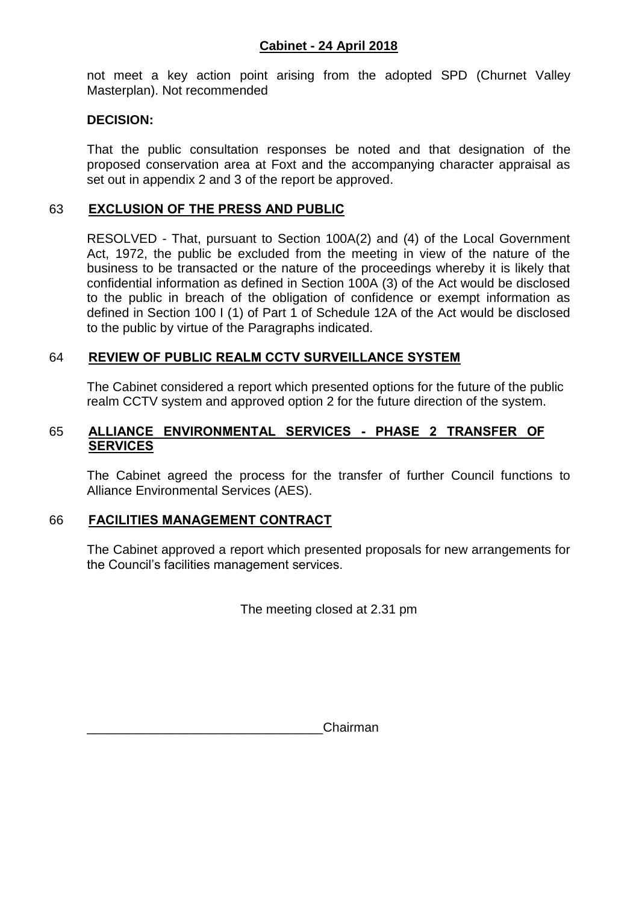not meet a key action point arising from the adopted SPD (Churnet Valley Masterplan). Not recommended

**DECISION:**

That the public consultation responses be noted and that designation of the proposed conservation area at Foxt and the accompanying character appraisal as set out in appendix 2 and 3 of the report be approved.

## 63 EXCLUSION OF THE PRESS AND PUBLIC

RESOLVED - That, pursuant to Section 100A(2) and (4) of the Local Government Act, 1972, the public be excluded from the meeting in view of the nature of the business to be transacted or the nature of the proceedings whereby it is likely that confidential information as defined in Section 100A (3) of the Act would be disclosed to the public in breach of the obligation of confidence or exempt information as defined in Section 100 I (1) of Part 1 of Schedule 12A of the Act would be disclosed to the public by virtue of the Paragraphs indicated.

## 64 REVIEW OF PUBLIC REALM CCTV SURVEILLANCE SYSTEM

The Cabinet considered a report which presented options for the future of the public realm CCTV system and approved option 2 for the future direction of the system.

## 65 ALLIANCE ENVIRONMENTAL SERVICES - PHASE 2 TRANSFER OF SERVICES

The Cabinet agreed the process for the transfer of further Council functions to Alliance Environmental Services (AES).

## 66 FACILITIES MANAGEMENT CONTRACT

The Cabinet approved a report which presented proposals for new arrangements for the Council's facilities management services.

The meeting closed at 2.31 pm

_________________________________Chairman